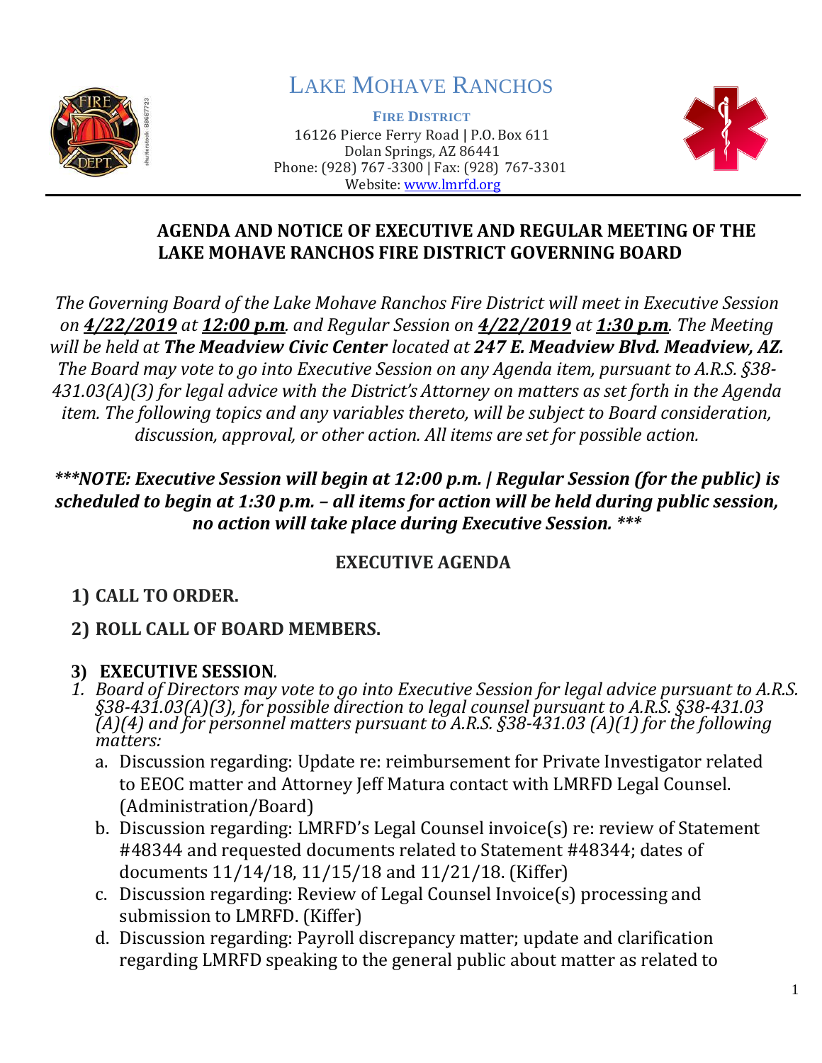# LAKE MOHAVE RANCHOS

**FIRE DISTRICT**
16126 Pierce Ferry Road | P.O. Box 611
Dolan Springs, AZ 86441
Phone: (928) 767-3300 | Fax: (928) 767-3301
Website: www.lmrfd.org

## AGENDA AND NOTICE OF EXECUTIVE AND REGULAR MEETING OF THE LAKE MOHAVE RANCHOS FIRE DISTRICT GOVERNING BOARD

*The Governing Board of the Lake Mohave Ranchos Fire District will meet in Executive Session on* ***4/22/2019*** *at* ***12:00 p.m****. and Regular Session on* ***4/22/2019*** *at* ***1:30 p.m****. The Meeting will be held at* ***The Meadview Civic Center*** *located at* ***247 E. Meadview Blvd. Meadview, AZ.*** *The Board may vote to go into Executive Session on any Agenda item, pursuant to A.R.S. §38-431.03(A)(3) for legal advice with the District's Attorney on matters as set forth in the Agenda item. The following topics and any variables thereto, will be subject to Board consideration, discussion, approval, or other action. All items are set for possible action.*

***\*\*\*NOTE: Executive Session will begin at 12:00 p.m. | Regular Session (for the public) is scheduled to begin at 1:30 p.m. – all items for action will be held during public session, no action will take place during Executive Session. \*\*\****

### EXECUTIVE AGENDA

1) **CALL TO ORDER.**

2) **ROLL CALL OF BOARD MEMBERS.**

3) **EXECUTIVE SESSION***.*

1. *Board of Directors may vote to go into Executive Session for legal advice pursuant to A.R.S. §38-431.03(A)(3), for possible direction to legal counsel pursuant to A.R.S. §38-431.03 (A)(4) and for personnel matters pursuant to A.R.S. §38-431.03 (A)(1) for the following matters:*
   a. Discussion regarding: Update re: reimbursement for Private Investigator related to EEOC matter and Attorney Jeff Matura contact with LMRFD Legal Counsel. (Administration/Board)
   b. Discussion regarding: LMRFD's Legal Counsel invoice(s) re: review of Statement #48344 and requested documents related to Statement #48344; dates of documents 11/14/18, 11/15/18 and 11/21/18. (Kiffer)
   c. Discussion regarding: Review of Legal Counsel Invoice(s) processing and submission to LMRFD. (Kiffer)
   d. Discussion regarding: Payroll discrepancy matter; update and clarification regarding LMRFD speaking to the general public about matter as related to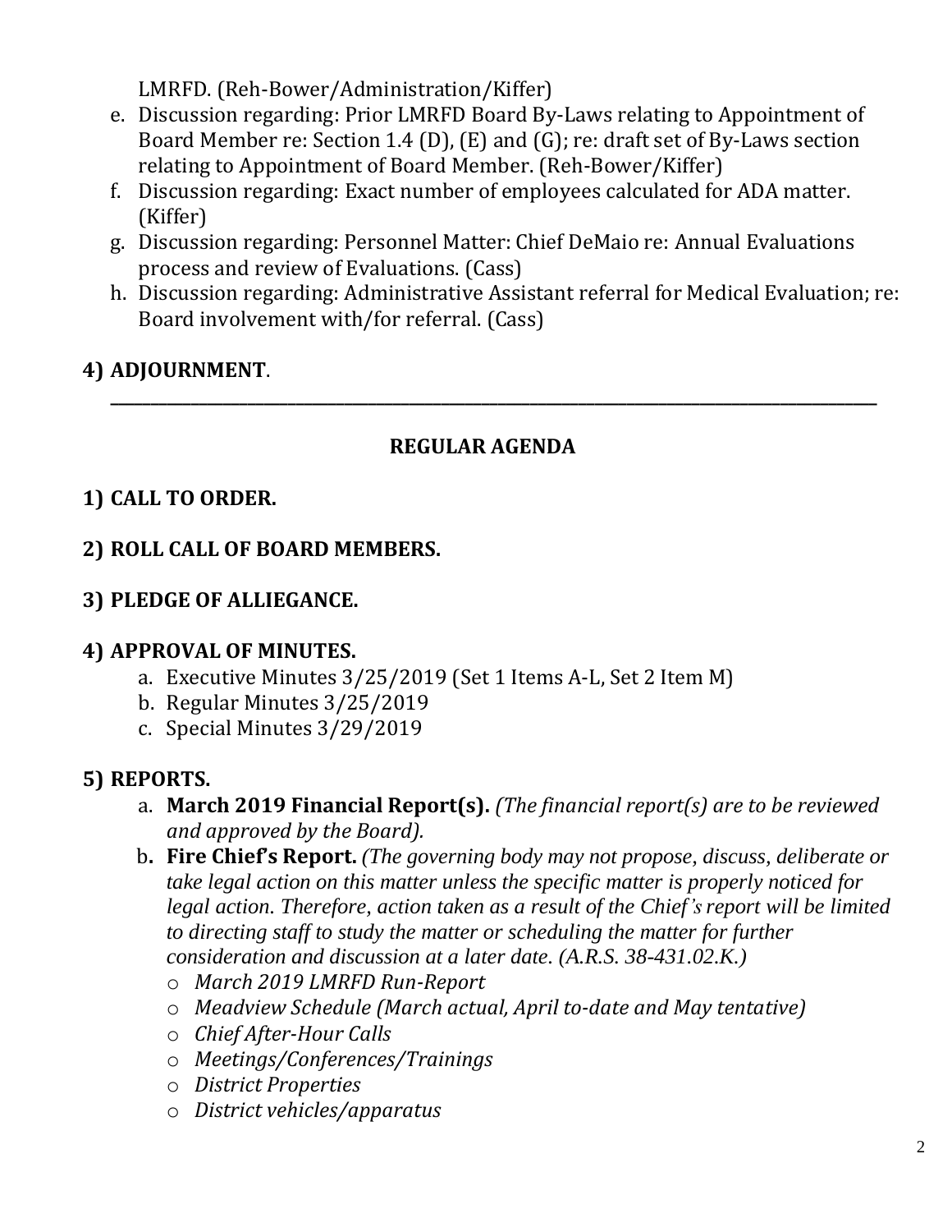LMRFD. (Reh-Bower/Administration/Kiffer)

e. Discussion regarding: Prior LMRFD Board By-Laws relating to Appointment of Board Member re: Section 1.4 (D), (E) and (G); re: draft set of By-Laws section relating to Appointment of Board Member. (Reh-Bower/Kiffer)
f. Discussion regarding: Exact number of employees calculated for ADA matter. (Kiffer)
g. Discussion regarding: Personnel Matter: Chief DeMaio re: Annual Evaluations process and review of Evaluations. (Cass)
h. Discussion regarding: Administrative Assistant referral for Medical Evaluation; re: Board involvement with/for referral. (Cass)

**4) ADJOURNMENT**.

---

**REGULAR AGENDA**

**1) CALL TO ORDER.**

**2) ROLL CALL OF BOARD MEMBERS.**

**3) PLEDGE OF ALLIEGANCE.**

**4) APPROVAL OF MINUTES.**

a. Executive Minutes 3/25/2019 (Set 1 Items A-L, Set 2 Item M)
b. Regular Minutes 3/25/2019
c. Special Minutes 3/29/2019

**5) REPORTS.**

a. **March 2019 Financial Report(s).** *(The financial report(s) are to be reviewed and approved by the Board).*
b. **Fire Chief's Report.** *(The governing body may not propose, discuss, deliberate or take legal action on this matter unless the specific matter is properly noticed for legal action. Therefore, action taken as a result of the Chief's report will be limited to directing staff to study the matter or scheduling the matter for further consideration and discussion at a later date. (A.R.S. 38-431.02.K.)*
   - *March 2019 LMRFD Run-Report*
   - *Meadview Schedule (March actual, April to-date and May tentative)*
   - *Chief After-Hour Calls*
   - *Meetings/Conferences/Trainings*
   - *District Properties*
   - *District vehicles/apparatus*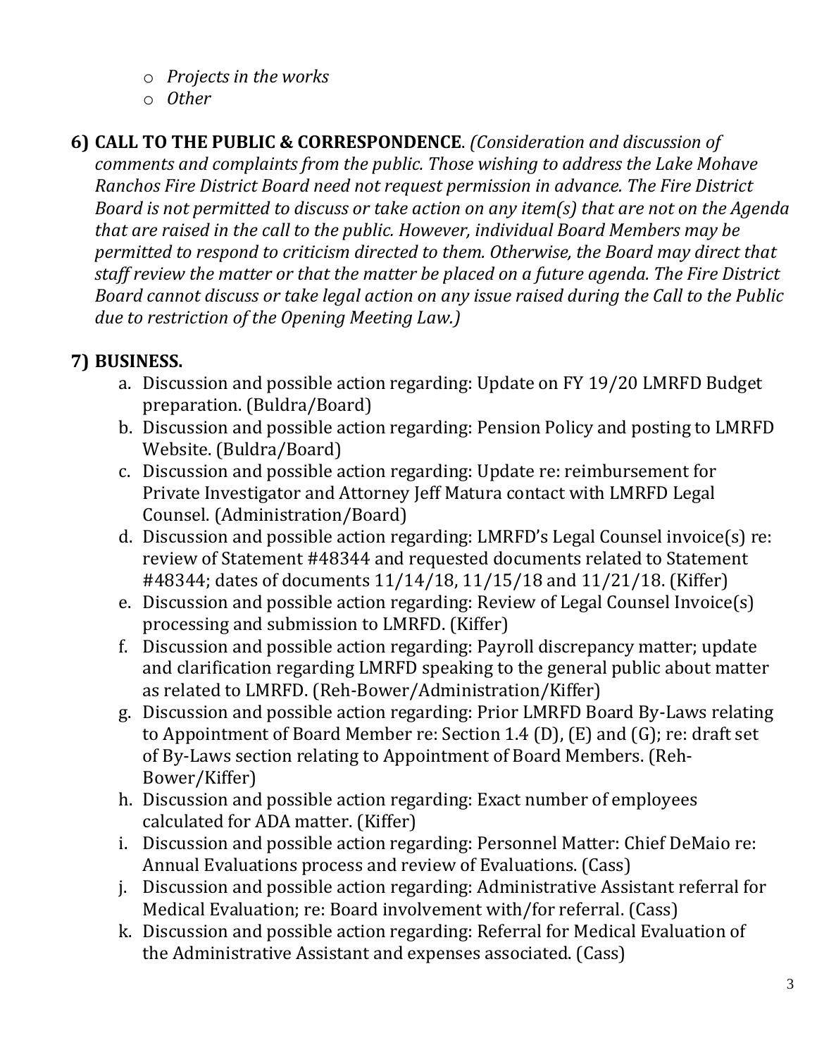- *Projects in the works*
- *Other*

**6) CALL TO THE PUBLIC & CORRESPONDENCE**. *(Consideration and discussion of comments and complaints from the public. Those wishing to address the Lake Mohave Ranchos Fire District Board need not request permission in advance. The Fire District Board is not permitted to discuss or take action on any item(s) that are not on the Agenda that are raised in the call to the public. However, individual Board Members may be permitted to respond to criticism directed to them. Otherwise, the Board may direct that staff review the matter or that the matter be placed on a future agenda. The Fire District Board cannot discuss or take legal action on any issue raised during the Call to the Public due to restriction of the Opening Meeting Law.)*

**7) BUSINESS.**

a. Discussion and possible action regarding: Update on FY 19/20 LMRFD Budget preparation. (Buldra/Board)

b. Discussion and possible action regarding: Pension Policy and posting to LMRFD Website. (Buldra/Board)

c. Discussion and possible action regarding: Update re: reimbursement for Private Investigator and Attorney Jeff Matura contact with LMRFD Legal Counsel. (Administration/Board)

d. Discussion and possible action regarding: LMRFD's Legal Counsel invoice(s) re: review of Statement #48344 and requested documents related to Statement #48344; dates of documents 11/14/18, 11/15/18 and 11/21/18. (Kiffer)

e. Discussion and possible action regarding: Review of Legal Counsel Invoice(s) processing and submission to LMRFD. (Kiffer)

f. Discussion and possible action regarding: Payroll discrepancy matter; update and clarification regarding LMRFD speaking to the general public about matter as related to LMRFD. (Reh-Bower/Administration/Kiffer)

g. Discussion and possible action regarding: Prior LMRFD Board By-Laws relating to Appointment of Board Member re: Section 1.4 (D), (E) and (G); re: draft set of By-Laws section relating to Appointment of Board Members. (Reh-Bower/Kiffer)

h. Discussion and possible action regarding: Exact number of employees calculated for ADA matter. (Kiffer)

i. Discussion and possible action regarding: Personnel Matter: Chief DeMaio re: Annual Evaluations process and review of Evaluations. (Cass)

j. Discussion and possible action regarding: Administrative Assistant referral for Medical Evaluation; re: Board involvement with/for referral. (Cass)

k. Discussion and possible action regarding: Referral for Medical Evaluation of the Administrative Assistant and expenses associated. (Cass)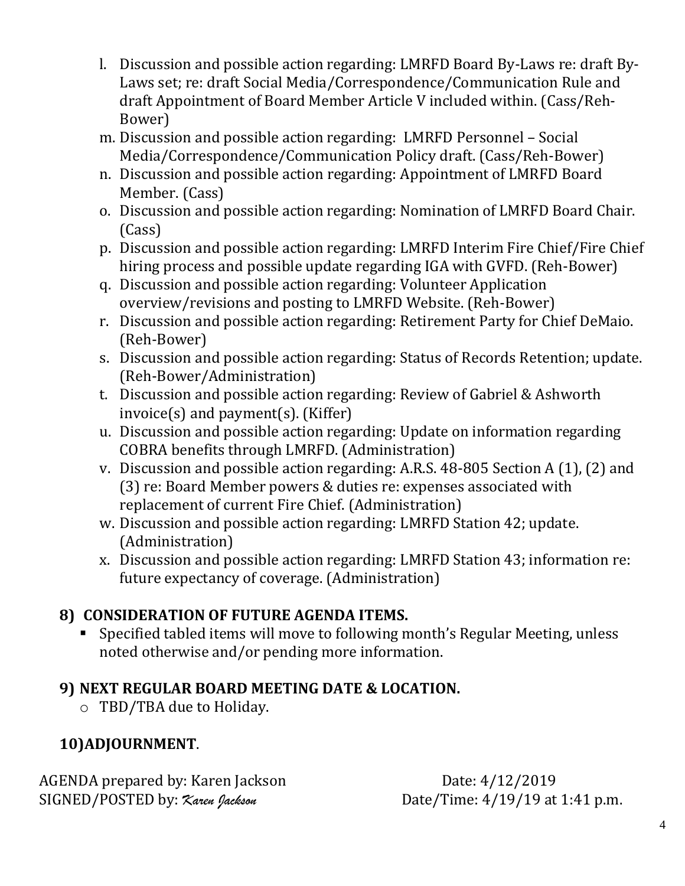l. Discussion and possible action regarding: LMRFD Board By-Laws re: draft By-Laws set; re: draft Social Media/Correspondence/Communication Rule and draft Appointment of Board Member Article V included within. (Cass/Reh-Bower)
m. Discussion and possible action regarding: LMRFD Personnel – Social Media/Correspondence/Communication Policy draft. (Cass/Reh-Bower)
n. Discussion and possible action regarding: Appointment of LMRFD Board Member. (Cass)
o. Discussion and possible action regarding: Nomination of LMRFD Board Chair. (Cass)
p. Discussion and possible action regarding: LMRFD Interim Fire Chief/Fire Chief hiring process and possible update regarding IGA with GVFD. (Reh-Bower)
q. Discussion and possible action regarding: Volunteer Application overview/revisions and posting to LMRFD Website. (Reh-Bower)
r. Discussion and possible action regarding: Retirement Party for Chief DeMaio. (Reh-Bower)
s. Discussion and possible action regarding: Status of Records Retention; update. (Reh-Bower/Administration)
t. Discussion and possible action regarding: Review of Gabriel & Ashworth invoice(s) and payment(s). (Kiffer)
u. Discussion and possible action regarding: Update on information regarding COBRA benefits through LMRFD. (Administration)
v. Discussion and possible action regarding: A.R.S. 48-805 Section A (1), (2) and (3) re: Board Member powers & duties re: expenses associated with replacement of current Fire Chief. (Administration)
w. Discussion and possible action regarding: LMRFD Station 42; update. (Administration)
x. Discussion and possible action regarding: LMRFD Station 43; information re: future expectancy of coverage. (Administration)

## 8) CONSIDERATION OF FUTURE AGENDA ITEMS.

- Specified tabled items will move to following month's Regular Meeting, unless noted otherwise and/or pending more information.

## 9) NEXT REGULAR BOARD MEETING DATE & LOCATION.

- TBD/TBA due to Holiday.

## 10) ADJOURNMENT.

AGENDA prepared by: Karen Jackson　　　　Date: 4/12/2019
SIGNED/POSTED by: *Karen Jackson*　　　　Date/Time: 4/19/19 at 1:41 p.m.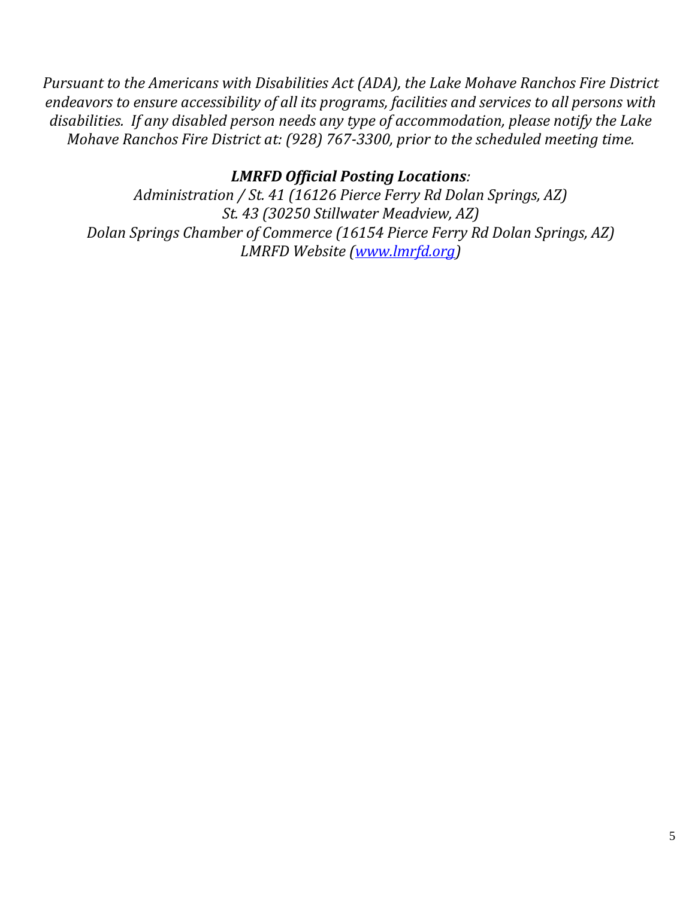*Pursuant to the Americans with Disabilities Act (ADA), the Lake Mohave Ranchos Fire District endeavors to ensure accessibility of all its programs, facilities and services to all persons with disabilities. If any disabled person needs any type of accommodation, please notify the Lake Mohave Ranchos Fire District at: (928) 767-3300, prior to the scheduled meeting time.*

***LMRFD Official Posting Locations**:*

*Administration / St. 41 (16126 Pierce Ferry Rd Dolan Springs, AZ)*
*St. 43 (30250 Stillwater Meadview, AZ)*
*Dolan Springs Chamber of Commerce (16154 Pierce Ferry Rd Dolan Springs, AZ)*
*LMRFD Website ([www.lmrfd.org](http://www.lmrfd.org))*